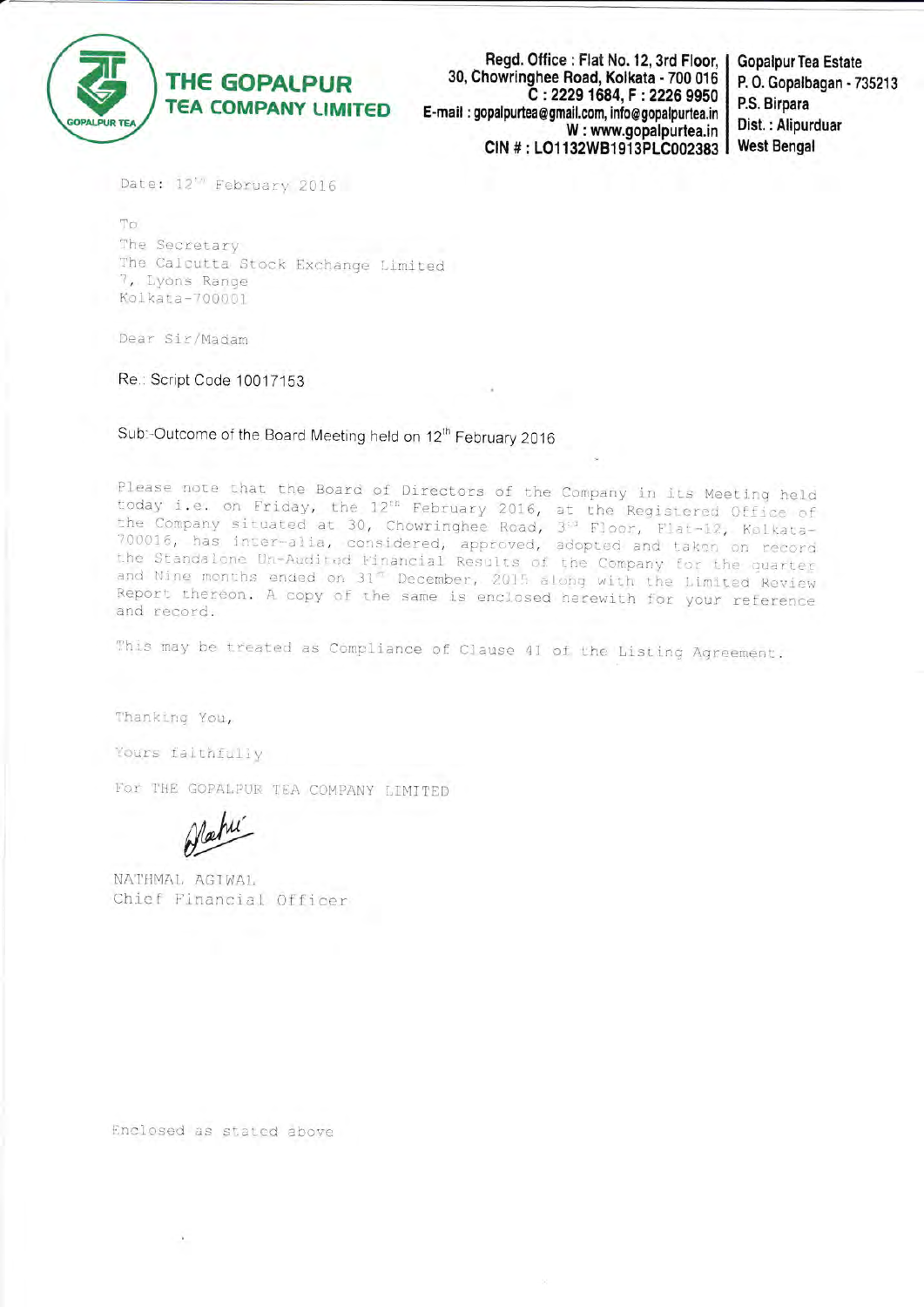# THE GOPALPUR TEA COMPANY LIMITED

Regd. Office : Flat No. 12, 3rd Floor, 30, Chowringhee Road, Kolkata - 700 016
C : 2229 1684, F : 2226 9950
E-mail : gopalpurtea@gmail.com, info@gopalpurtea.in
W : www.gopalpurtea.in
CIN # : LO1132WB1913PLC002383

Gopalpur Tea Estate
P. O. Gopalbagan - 735213
P.S. Birpara
Dist. : Alipurduar
West Bengal

Date: 12th February 2016

To
The Secretary
The Calcutta Stock Exchange Limited
7, Lyons Range
Kolkata-700001

Dear Sir/Madam

Re.: Script Code 10017153

Sub:-Outcome of the Board Meeting held on 12th February 2016

Please note that the Board of Directors of the Company in its Meeting held today i.e. on Friday, the 12th February 2016, at the Registered Office of the Company situated at 30, Chowringhee Road, 3rd Floor, Flat-12, Kolkata-700016, has inter-alia, considered, approved, adopted and taken on record the Standalone Un-Audited Financial Results of the Company for the quarter and Nine months ended on 31st December, 2015 along with the Limited Review Report thereon. A copy of the same is enclosed herewith for your reference and record.

This may be treated as Compliance of Clause 41 of the Listing Agreement.

Thanking You,

Yours faithfully

For THE GOPALPUR TEA COMPANY LIMITED

NATHMAL AGIWAL
Chief Financial Officer

Enclosed as stated above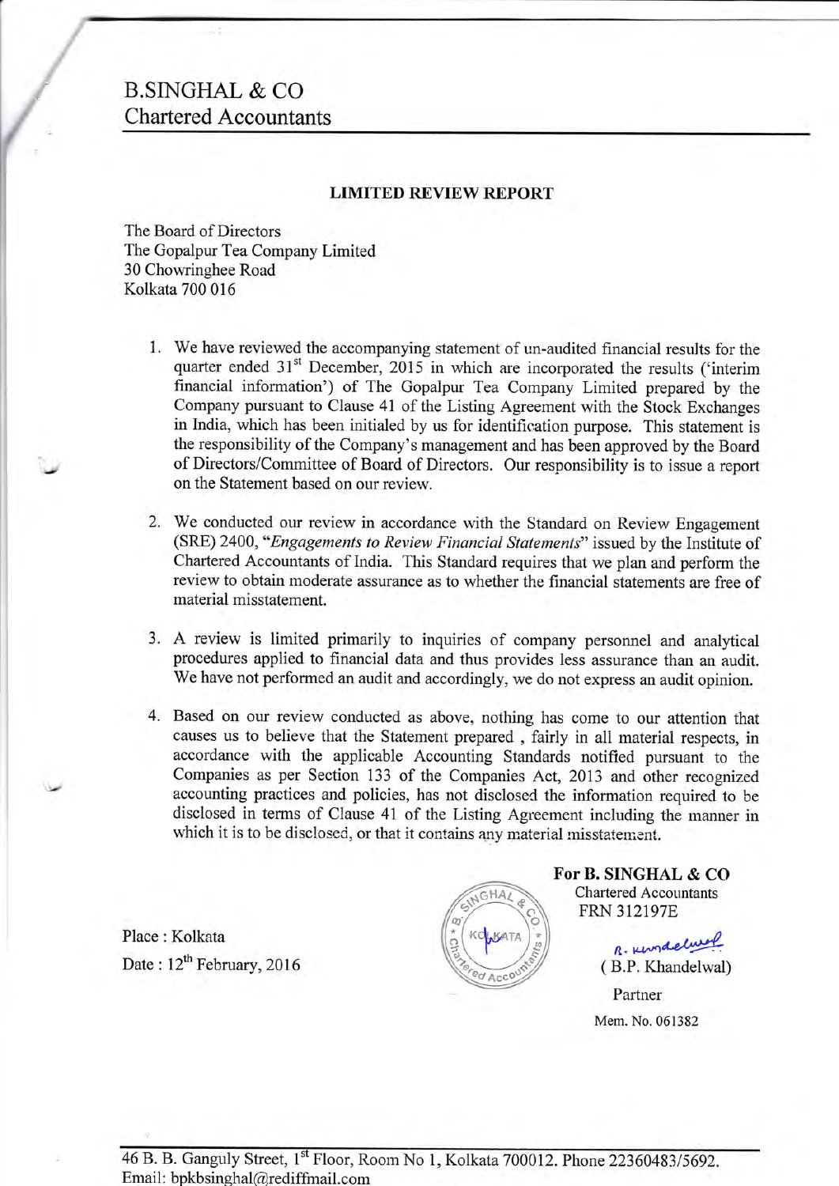# B.SINGHAL & CO
## Chartered Accountants

### LIMITED REVIEW REPORT

The Board of Directors
The Gopalpur Tea Company Limited
30 Chowringhee Road
Kolkata 700 016

1. We have reviewed the accompanying statement of un-audited financial results for the quarter ended 31st December, 2015 in which are incorporated the results ('interim financial information') of The Gopalpur Tea Company Limited prepared by the Company pursuant to Clause 41 of the Listing Agreement with the Stock Exchanges in India, which has been initialed by us for identification purpose. This statement is the responsibility of the Company's management and has been approved by the Board of Directors/Committee of Board of Directors. Our responsibility is to issue a report on the Statement based on our review.

2. We conducted our review in accordance with the Standard on Review Engagement (SRE) 2400, "*Engagements to Review Financial Statements*" issued by the Institute of Chartered Accountants of India. This Standard requires that we plan and perform the review to obtain moderate assurance as to whether the financial statements are free of material misstatement.

3. A review is limited primarily to inquiries of company personnel and analytical procedures applied to financial data and thus provides less assurance than an audit. We have not performed an audit and accordingly, we do not express an audit opinion.

4. Based on our review conducted as above, nothing has come to our attention that causes us to believe that the Statement prepared , fairly in all material respects, in accordance with the applicable Accounting Standards notified pursuant to the Companies as per Section 133 of the Companies Act, 2013 and other recognized accounting practices and policies, has not disclosed the information required to be disclosed in terms of Clause 41 of the Listing Agreement including the manner in which it is to be disclosed, or that it contains any material misstatement.

**For B. SINGHAL & CO**
Chartered Accountants
FRN 312197E

( B.P. Khandelwal)
Partner
Mem. No. 061382

Place : Kolkata
Date : 12th February, 2016

46 B. B. Ganguly Street, 1st Floor, Room No 1, Kolkata 700012. Phone 22360483/5692.
Email: bpkbsinghal@rediffmail.com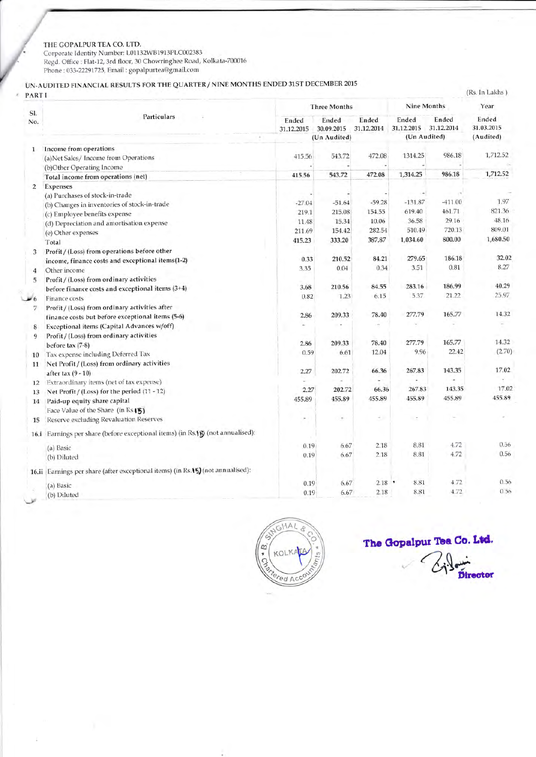THE GOPALPUR TEA CO. LTD.
Corporate Identity Number: L01132WB1913PLC002383
Regd. Office : Flat-12, 3rd floor, 30 Chowringhee Road, Kolkata-700016
Phone : 033-22291725, Email : gopalpurtea@gmail.com

## UN-AUDITED FINANCIAL RESULTS FOR THE QUARTER / NINE MONTHS ENDED 31ST DECEMBER 2015

PART I

(Rs. In Lakhs )

| Sl. No. | Particulars | Three Months | | | Nine Months | | Year |
|---|---|---|---|---|---|---|---|
| | | Ended 31.12.2015 | Ended 30.09.2015 | Ended 31.12.2014 | Ended 31.12.2015 | Ended 31.12.2014 | Ended 31.03.2015 |
| | | (Un Audited) | | | (Un Audited) | | (Audited) |
| 1 | Income from operations | | | | | | |
| | (a)Net Sales/ Income from Operations | 415.56 | 543.72 | 472.08 | 1314.25 | 986.18 | 1,712.52 |
| | (b)Other Operating Income | - | - | - | - | - | - |
| | **Total income from operations (net)** | 415.56 | 543.72 | 472.08 | 1,314.25 | 986.18 | 1,712.52 |
| 2 | Expenses | | | | | | |
| | (a) Purchases of stock-in-trade | - | - | - | - | - | - |
| | (b) Changes in inventories of stock-in-trade | -27.04 | -51.64 | -59.28 | -131.87 | -411.00 | 1.97 |
| | (c) Employee benefits expense | 219.1 | 215.08 | 154.55 | 619.40 | 461.71 | 821.36 |
| | (d) Depreciation and amortisation expense | 11.48 | 15.34 | 10.06 | 36.58 | 29.16 | 48.16 |
| | (e) Other expenses | 211.69 | 154.42 | 282.54 | 510.49 | 720.13 | 809.01 |
| | Total | 415.23 | 333.20 | 387.87 | 1,034.60 | 800.00 | 1,680.50 |
| 3 | Profit / (Loss) from operations before other income, finance costs and exceptional items(1-2) | 0.33 | 210.52 | 84.21 | 279.65 | 186.18 | 32.02 |
| 4 | Other income | 3.35 | 0.04 | 0.34 | 3.51 | 0.81 | 8.27 |
| 5 | Profit / (Loss) from ordinary activities before finance costs and exceptional items (3+4) | 3.68 | 210.56 | 84.55 | 283.16 | 186.99 | 40.29 |
| 6 | Finance costs | 0.82 | 1.23 | 6.15 | 5.37 | 21.22 | 25.97 |
| 7 | Profit / (Loss) from ordinary activities after finance costs but before exceptional items (5-6) | 2.86 | 209.33 | 78.40 | 277.79 | 165.77 | 14.32 |
| 8 | Exceptional items (Capital Advances w/off) | - | - | - | - | - | - |
| 9 | Profit / (Loss) from ordinary activities before tax (7-8) | 2.86 | 209.33 | 78.40 | 277.79 | 165.77 | 14.32 |
| 10 | Tax expense including Deferred Tax | 0.59 | 6.61 | 12.04 | 9.96 | 22.42 | (2.70) |
| 11 | Net Profit / (Loss) from ordinary activities after tax (9 - 10) | 2.27 | 202.72 | 66.36 | 267.83 | 143.35 | 17.02 |
| 12 | Extraordinary items (net of tax expense) | - | - | - | - | - | - |
| 13 | Net Profit / (Loss) for the period (11 - 12) | 2.27 | 202.72 | 66.36 | 267.83 | 143.35 | 17.02 |
| 14 | Paid-up equity share capital | 455.89 | 455.89 | 455.89 | 455.89 | 455.89 | 455.89 |
| | Face Value of the Share (in Rs.15) | | | | | | |
| 15 | Reserve excluding Revaluation Reserves | - | - | - | - | - | - |
| 16.i | Earnings per share (before exceptional items) (in Rs.15) (not annualised): | | | | | | |
| | (a) Basic | 0.19 | 6.67 | 2.18 | 8.81 | 4.72 | 0.56 |
| | (b) Diluted | 0.19 | 6.67 | 2.18 | 8.81 | 4.72 | 0.56 |
| 16.ii | Earnings per share (after exceptional items) (in Rs.15) (not annualised): | | | | | | |
| | (a) Basic | 0.19 | 6.67 | 2.18 | 8.81 | 4.72 | 0.56 |
| | (b) Diluted | 0.19 | 6.67 | 2.18 | 8.81 | 4.72 | 0.56 |

B. SINGHAL & CO. Chartered Accountants KOLKATA

**The Gopalpur Tea Co. Ltd.**

Director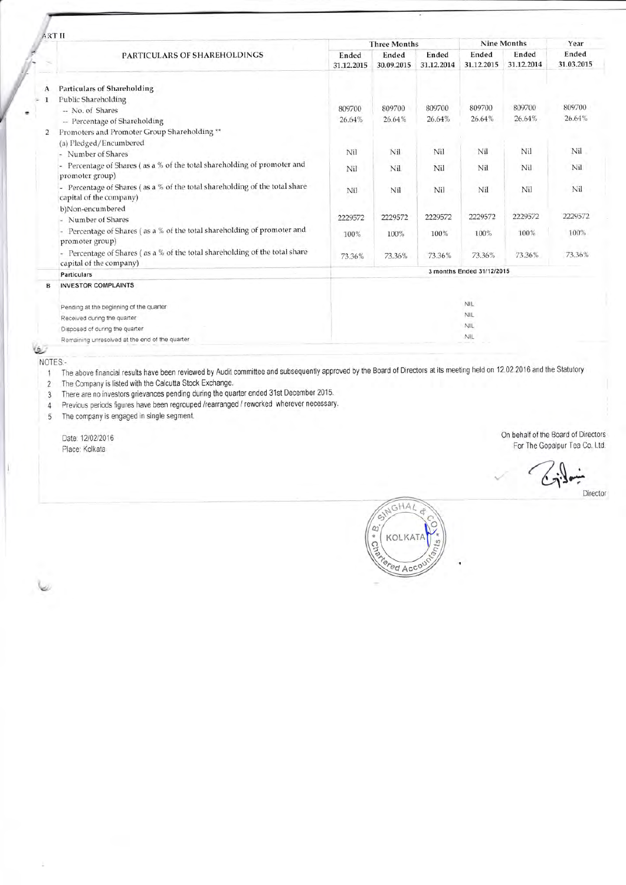PART II

| PARTICULARS OF SHAREHOLDINGS | Three Months | | | Nine Months | | Year |
|---|---|---|---|---|---|---|
| | Ended 31.12.2015 | Ended 30.09.2015 | Ended 31.12.2014 | Ended 31.12.2015 | Ended 31.12.2014 | Ended 31.03.2015 |
| **A Particulars of Shareholding** | | | | | | |
| 1 Public Shareholding | | | | | | |
| -- No. of Shares | 809700 | 809700 | 809700 | 809700 | 809700 | 809700 |
| -- Percentage of Shareholding | 26.64% | 26.64% | 26.64% | 26.64% | 26.64% | 26.64% |
| 2 Promoters and Promoter Group Shareholding ** | | | | | | |
| (a) Pledged/Encumbered | | | | | | |
| - Number of Shares | Nil | Nil | Nil | Nil | Nil | Nil |
| - Percentage of Shares ( as a % of the total shareholding of promoter and promoter group) | Nil | Nil | Nil | Nil | Nil | Nil |
| - Percentage of Shares ( as a % of the total shareholding of the total share capital of the company) | Nil | Nil | Nil | Nil | Nil | Nil |
| b)Non-encumbered | | | | | | |
| - Number of Shares | 2229572 | 2229572 | 2229572 | 2229572 | 2229572 | 2229572 |
| - Percentage of Shares ( as a % of the total shareholding of promoter and promoter group) | 100% | 100% | 100% | 100% | 100% | 100% |
| - Percentage of Shares ( as a % of the total shareholding of the total share capital of the company) | 73.36% | 73.36% | 73.36% | 73.36% | 73.36% | 73.36% |

| Particulars | 3 months Ended 31/12/2015 |
|---|---|
| **B INVESTOR COMPLAINTS** | |
| Pending at the beginning of the quarter | NIL |
| Received during the quarter | NIL |
| Disposed of during the quarter | NIL |
| Remaining unresolved at the end of the quarter | NIL |

NOTES:-

1. The above financial results have been reviewed by Audit committee and subsequently approved by the Board of Directors at its meeting held on 12.02.2016 and the Statutory
2. The Company is listed with the Calcutta Stock Exchange.
3. There are no investors grievances pending during the quarter ended 31st December 2015.
4. Previous periods figures have been regrouped /rearranged / reworked wherever necessary.
5. The company is engaged in single segment.

Date: 12/02/2016
Place: Kolkata

On behalf of the Board of Directors
For The Gopalpur Tea Co. Ltd.

Director

B. SINGHAL & CO. KOLKATA Chartered Accountants